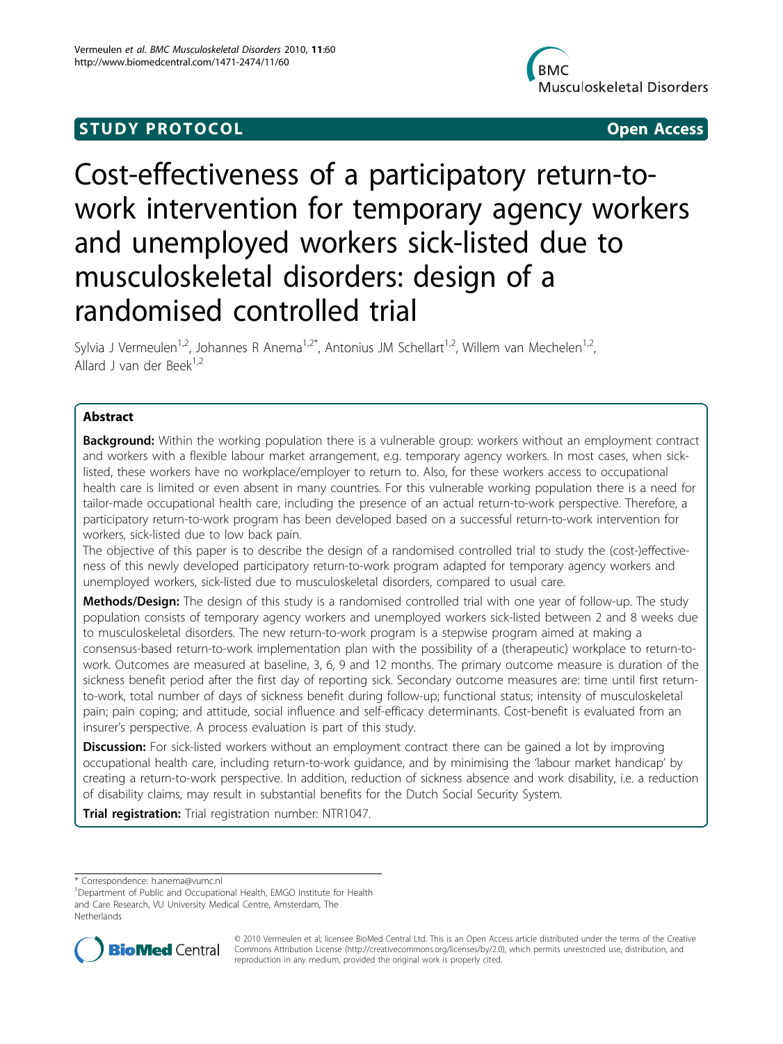STUDY PROTOCOL Open Access

# Cost-effectiveness of a participatory return-to-work intervention for temporary agency workers and unemployed workers sick-listed due to musculoskeletal disorders: design of a randomised controlled trial

Sylvia J Vermeulen[1,2], Johannes R Anema[1,2*], Antonius JM Schellart[1,2], Willem van Mechelen[1,2], Allard J van der Beek[1,2]

## Abstract

**Background:** Within the working population there is a vulnerable group: workers without an employment contract and workers with a flexible labour market arrangement, e.g. temporary agency workers. In most cases, when sick-listed, these workers have no workplace/employer to return to. Also, for these workers access to occupational health care is limited or even absent in many countries. For this vulnerable working population there is a need for tailor-made occupational health care, including the presence of an actual return-to-work perspective. Therefore, a participatory return-to-work program has been developed based on a successful return-to-work intervention for workers, sick-listed due to low back pain.

The objective of this paper is to describe the design of a randomised controlled trial to study the (cost-)effectiveness of this newly developed participatory return-to-work program adapted for temporary agency workers and unemployed workers, sick-listed due to musculoskeletal disorders, compared to usual care.

**Methods/Design:** The design of this study is a randomised controlled trial with one year of follow-up. The study population consists of temporary agency workers and unemployed workers sick-listed between 2 and 8 weeks due to musculoskeletal disorders. The new return-to-work program is a stepwise program aimed at making a consensus-based return-to-work implementation plan with the possibility of a (therapeutic) workplace to return-to-work. Outcomes are measured at baseline, 3, 6, 9 and 12 months. The primary outcome measure is duration of the sickness benefit period after the first day of reporting sick. Secondary outcome measures are: time until first return-to-work, total number of days of sickness benefit during follow-up; functional status; intensity of musculoskeletal pain; pain coping; and attitude, social influence and self-efficacy determinants. Cost-benefit is evaluated from an insurer's perspective. A process evaluation is part of this study.

**Discussion:** For sick-listed workers without an employment contract there can be gained a lot by improving occupational health care, including return-to-work guidance, and by minimising the 'labour market handicap' by creating a return-to-work perspective. In addition, reduction of sickness absence and work disability, i.e. a reduction of disability claims, may result in substantial benefits for the Dutch Social Security System.

**Trial registration:** Trial registration number: NTR1047.

\* Correspondence: h.anema@vumc.nl

[1]Department of Public and Occupational Health, EMGO Institute for Health and Care Research, VU University Medical Centre, Amsterdam, The Netherlands

© 2010 Vermeulen et al; licensee BioMed Central Ltd. This is an Open Access article distributed under the terms of the Creative Commons Attribution License (http://creativecommons.org/licenses/by/2.0), which permits unrestricted use, distribution, and reproduction in any medium, provided the original work is properly cited.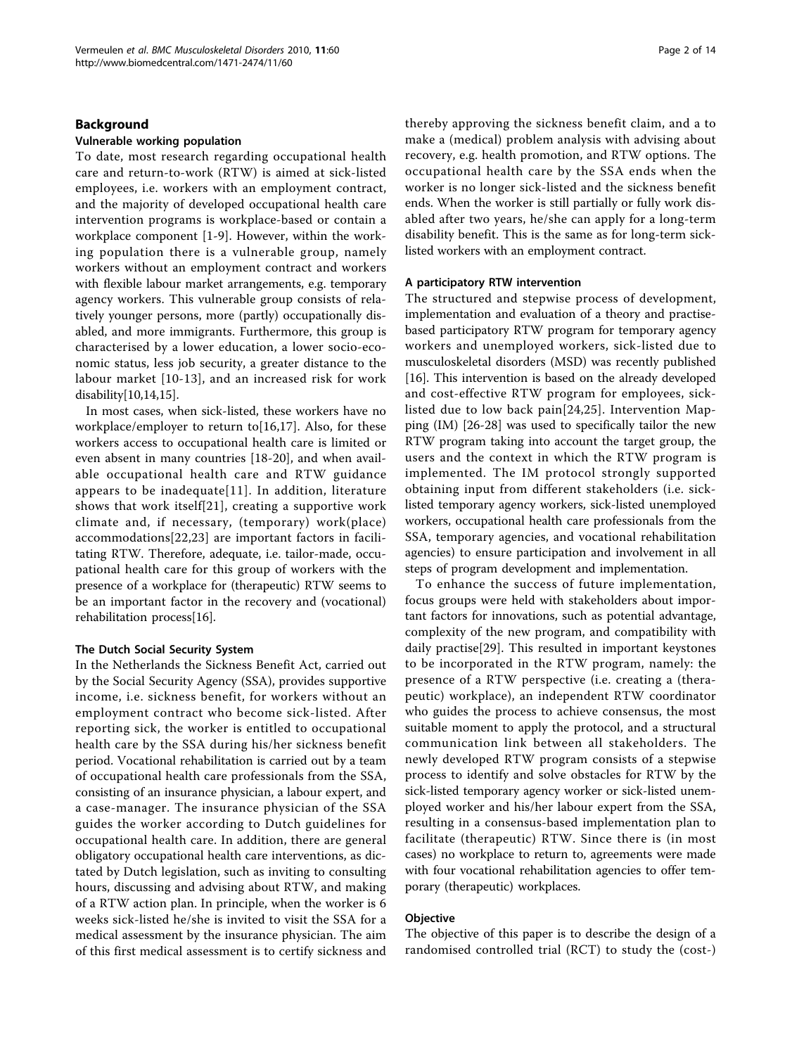## Background

### Vulnerable working population

To date, most research regarding occupational health care and return-to-work (RTW) is aimed at sick-listed employees, i.e. workers with an employment contract, and the majority of developed occupational health care intervention programs is workplace-based or contain a workplace component [1-9]. However, within the working population there is a vulnerable group, namely workers without an employment contract and workers with flexible labour market arrangements, e.g. temporary agency workers. This vulnerable group consists of relatively younger persons, more (partly) occupationally disabled, and more immigrants. Furthermore, this group is characterised by a lower education, a lower socio-economic status, less job security, a greater distance to the labour market [10-13], and an increased risk for work disability[10,14,15].

In most cases, when sick-listed, these workers have no workplace/employer to return to[16,17]. Also, for these workers access to occupational health care is limited or even absent in many countries [18-20], and when available occupational health care and RTW guidance appears to be inadequate[11]. In addition, literature shows that work itself[21], creating a supportive work climate and, if necessary, (temporary) work(place) accommodations[22,23] are important factors in facilitating RTW. Therefore, adequate, i.e. tailor-made, occupational health care for this group of workers with the presence of a workplace for (therapeutic) RTW seems to be an important factor in the recovery and (vocational) rehabilitation process[16].

### The Dutch Social Security System

In the Netherlands the Sickness Benefit Act, carried out by the Social Security Agency (SSA), provides supportive income, i.e. sickness benefit, for workers without an employment contract who become sick-listed. After reporting sick, the worker is entitled to occupational health care by the SSA during his/her sickness benefit period. Vocational rehabilitation is carried out by a team of occupational health care professionals from the SSA, consisting of an insurance physician, a labour expert, and a case-manager. The insurance physician of the SSA guides the worker according to Dutch guidelines for occupational health care. In addition, there are general obligatory occupational health care interventions, as dictated by Dutch legislation, such as inviting to consulting hours, discussing and advising about RTW, and making of a RTW action plan. In principle, when the worker is 6 weeks sick-listed he/she is invited to visit the SSA for a medical assessment by the insurance physician. The aim of this first medical assessment is to certify sickness and thereby approving the sickness benefit claim, and a to make a (medical) problem analysis with advising about recovery, e.g. health promotion, and RTW options. The occupational health care by the SSA ends when the worker is no longer sick-listed and the sickness benefit ends. When the worker is still partially or fully work disabled after two years, he/she can apply for a long-term disability benefit. This is the same as for long-term sick-listed workers with an employment contract.

### A participatory RTW intervention

The structured and stepwise process of development, implementation and evaluation of a theory and practise-based participatory RTW program for temporary agency workers and unemployed workers, sick-listed due to musculoskeletal disorders (MSD) was recently published [16]. This intervention is based on the already developed and cost-effective RTW program for employees, sick-listed due to low back pain[24,25]. Intervention Mapping (IM) [26-28] was used to specifically tailor the new RTW program taking into account the target group, the users and the context in which the RTW program is implemented. The IM protocol strongly supported obtaining input from different stakeholders (i.e. sick-listed temporary agency workers, sick-listed unemployed workers, occupational health care professionals from the SSA, temporary agencies, and vocational rehabilitation agencies) to ensure participation and involvement in all steps of program development and implementation.

To enhance the success of future implementation, focus groups were held with stakeholders about important factors for innovations, such as potential advantage, complexity of the new program, and compatibility with daily practise[29]. This resulted in important keystones to be incorporated in the RTW program, namely: the presence of a RTW perspective (i.e. creating a (therapeutic) workplace), an independent RTW coordinator who guides the process to achieve consensus, the most suitable moment to apply the protocol, and a structural communication link between all stakeholders. The newly developed RTW program consists of a stepwise process to identify and solve obstacles for RTW by the sick-listed temporary agency worker or sick-listed unemployed worker and his/her labour expert from the SSA, resulting in a consensus-based implementation plan to facilitate (therapeutic) RTW. Since there is (in most cases) no workplace to return to, agreements were made with four vocational rehabilitation agencies to offer temporary (therapeutic) workplaces.

### Objective

The objective of this paper is to describe the design of a randomised controlled trial (RCT) to study the (cost-)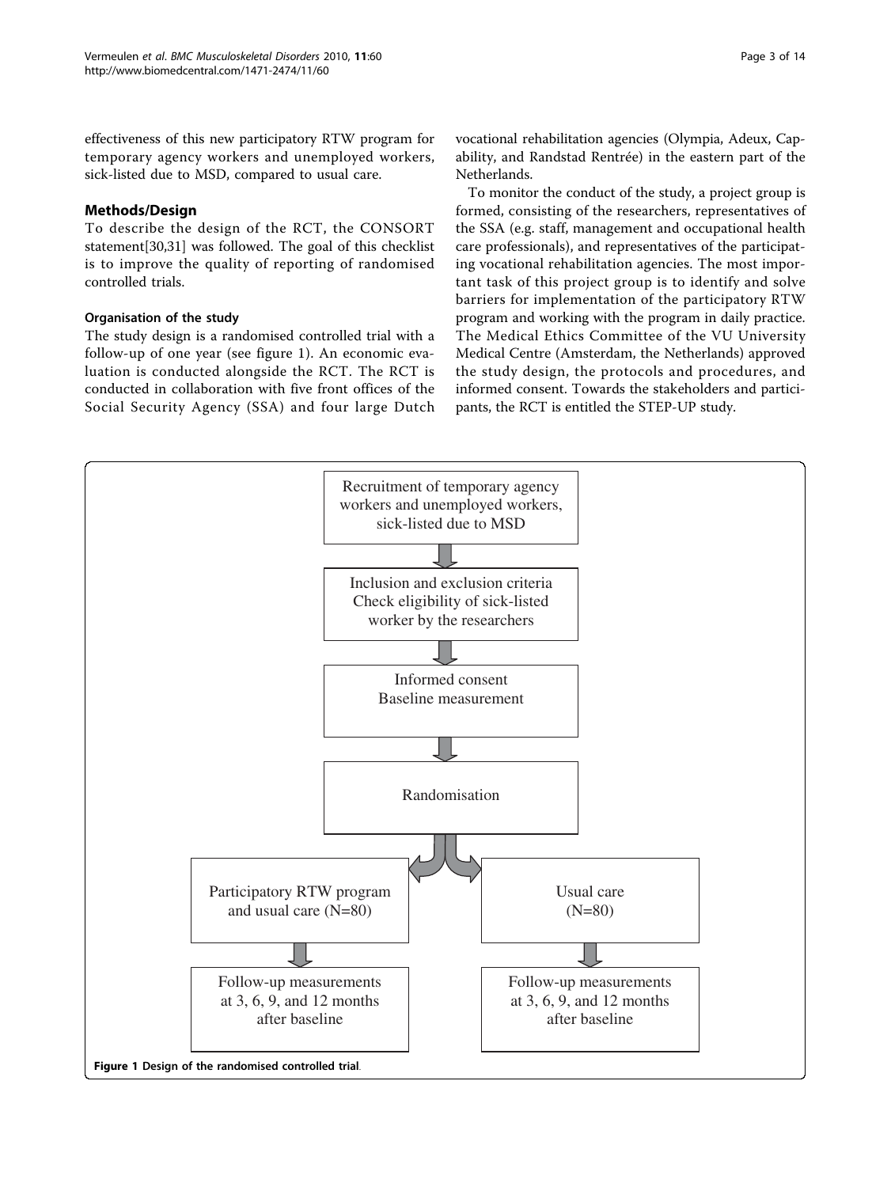effectiveness of this new participatory RTW program for temporary agency workers and unemployed workers, sick-listed due to MSD, compared to usual care.

## Methods/Design

To describe the design of the RCT, the CONSORT statement[30,31] was followed. The goal of this checklist is to improve the quality of reporting of randomised controlled trials.

### Organisation of the study

The study design is a randomised controlled trial with a follow-up of one year (see figure 1). An economic evaluation is conducted alongside the RCT. The RCT is conducted in collaboration with five front offices of the Social Security Agency (SSA) and four large Dutch vocational rehabilitation agencies (Olympia, Adeux, Capability, and Randstad Rentrée) in the eastern part of the Netherlands.

To monitor the conduct of the study, a project group is formed, consisting of the researchers, representatives of the SSA (e.g. staff, management and occupational health care professionals), and representatives of the participating vocational rehabilitation agencies. The most important task of this project group is to identify and solve barriers for implementation of the participatory RTW program and working with the program in daily practice. The Medical Ethics Committee of the VU University Medical Centre (Amsterdam, the Netherlands) approved the study design, the protocols and procedures, and informed consent. Towards the stakeholders and participants, the RCT is entitled the STEP-UP study.

Recruitment of temporary agency workers and unemployed workers, sick-listed due to MSD

Inclusion and exclusion criteria
Check eligibility of sick-listed worker by the researchers

Informed consent
Baseline measurement

Randomisation

Participatory RTW program and usual care (N=80)

Usual care (N=80)

Follow-up measurements at 3, 6, 9, and 12 months after baseline

Follow-up measurements at 3, 6, 9, and 12 months after baseline

**Figure 1 Design of the randomised controlled trial**.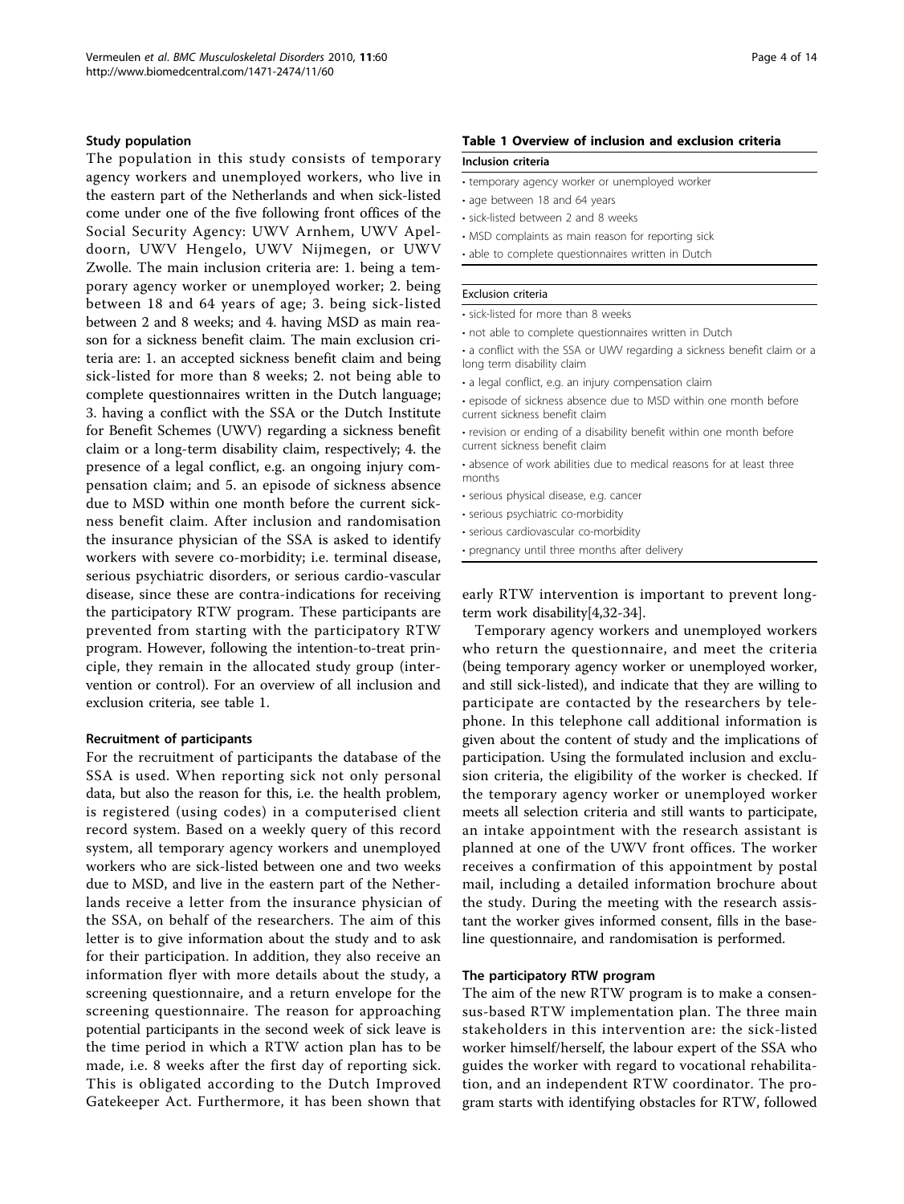### Study population

The population in this study consists of temporary agency workers and unemployed workers, who live in the eastern part of the Netherlands and when sick-listed come under one of the five following front offices of the Social Security Agency: UWV Arnhem, UWV Apeldoorn, UWV Hengelo, UWV Nijmegen, or UWV Zwolle. The main inclusion criteria are: 1. being a temporary agency worker or unemployed worker; 2. being between 18 and 64 years of age; 3. being sick-listed between 2 and 8 weeks; and 4. having MSD as main reason for a sickness benefit claim. The main exclusion criteria are: 1. an accepted sickness benefit claim and being sick-listed for more than 8 weeks; 2. not being able to complete questionnaires written in the Dutch language; 3. having a conflict with the SSA or the Dutch Institute for Benefit Schemes (UWV) regarding a sickness benefit claim or a long-term disability claim, respectively; 4. the presence of a legal conflict, e.g. an ongoing injury compensation claim; and 5. an episode of sickness absence due to MSD within one month before the current sickness benefit claim. After inclusion and randomisation the insurance physician of the SSA is asked to identify workers with severe co-morbidity; i.e. terminal disease, serious psychiatric disorders, or serious cardio-vascular disease, since these are contra-indications for receiving the participatory RTW program. These participants are prevented from starting with the participatory RTW program. However, following the intention-to-treat principle, they remain in the allocated study group (intervention or control). For an overview of all inclusion and exclusion criteria, see table 1.

**Table 1 Overview of inclusion and exclusion criteria**

| Inclusion criteria |
|---|
| • temporary agency worker or unemployed worker |
| • age between 18 and 64 years |
| • sick-listed between 2 and 8 weeks |
| • MSD complaints as main reason for reporting sick |
| • able to complete questionnaires written in Dutch |

| Exclusion criteria |
|---|
| • sick-listed for more than 8 weeks |
| • not able to complete questionnaires written in Dutch |
| • a conflict with the SSA or UWV regarding a sickness benefit claim or a long term disability claim |
| • a legal conflict, e.g. an injury compensation claim |
| • episode of sickness absence due to MSD within one month before current sickness benefit claim |
| • revision or ending of a disability benefit within one month before current sickness benefit claim |
| • absence of work abilities due to medical reasons for at least three months |
| • serious physical disease, e.g. cancer |
| • serious psychiatric co-morbidity |
| • serious cardiovascular co-morbidity |
| • pregnancy until three months after delivery |

### Recruitment of participants

For the recruitment of participants the database of the SSA is used. When reporting sick not only personal data, but also the reason for this, i.e. the health problem, is registered (using codes) in a computerised client record system. Based on a weekly query of this record system, all temporary agency workers and unemployed workers who are sick-listed between one and two weeks due to MSD, and live in the eastern part of the Netherlands receive a letter from the insurance physician of the SSA, on behalf of the researchers. The aim of this letter is to give information about the study and to ask for their participation. In addition, they also receive an information flyer with more details about the study, a screening questionnaire, and a return envelope for the screening questionnaire. The reason for approaching potential participants in the second week of sick leave is the time period in which a RTW action plan has to be made, i.e. 8 weeks after the first day of reporting sick. This is obligated according to the Dutch Improved Gatekeeper Act. Furthermore, it has been shown that early RTW intervention is important to prevent long-term work disability[4,32-34].

Temporary agency workers and unemployed workers who return the questionnaire, and meet the criteria (being temporary agency worker or unemployed worker, and still sick-listed), and indicate that they are willing to participate are contacted by the researchers by telephone. In this telephone call additional information is given about the content of study and the implications of participation. Using the formulated inclusion and exclusion criteria, the eligibility of the worker is checked. If the temporary agency worker or unemployed worker meets all selection criteria and still wants to participate, an intake appointment with the research assistant is planned at one of the UWV front offices. The worker receives a confirmation of this appointment by postal mail, including a detailed information brochure about the study. During the meeting with the research assistant the worker gives informed consent, fills in the baseline questionnaire, and randomisation is performed.

### The participatory RTW program

The aim of the new RTW program is to make a consensus-based RTW implementation plan. The three main stakeholders in this intervention are: the sick-listed worker himself/herself, the labour expert of the SSA who guides the worker with regard to vocational rehabilitation, and an independent RTW coordinator. The program starts with identifying obstacles for RTW, followed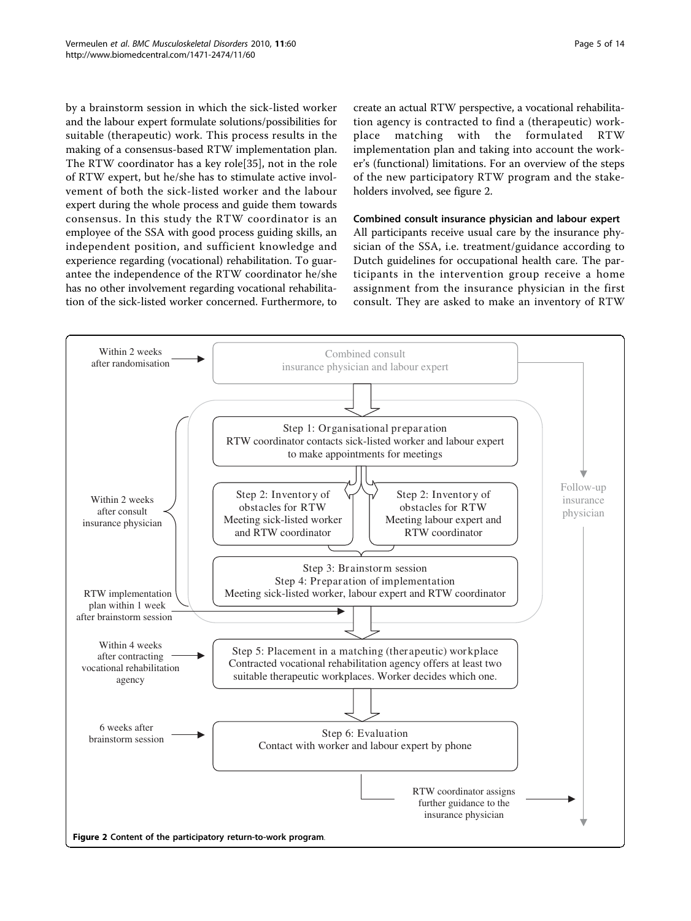by a brainstorm session in which the sick-listed worker and the labour expert formulate solutions/possibilities for suitable (therapeutic) work. This process results in the making of a consensus-based RTW implementation plan. The RTW coordinator has a key role[35], not in the role of RTW expert, but he/she has to stimulate active involvement of both the sick-listed worker and the labour expert during the whole process and guide them towards consensus. In this study the RTW coordinator is an employee of the SSA with good process guiding skills, an independent position, and sufficient knowledge and experience regarding (vocational) rehabilitation. To guarantee the independence of the RTW coordinator he/she has no other involvement regarding vocational rehabilitation of the sick-listed worker concerned. Furthermore, to create an actual RTW perspective, a vocational rehabilitation agency is contracted to find a (therapeutic) workplace matching with the formulated RTW implementation plan and taking into account the worker's (functional) limitations. For an overview of the steps of the new participatory RTW program and the stakeholders involved, see figure 2.

### Combined consult insurance physician and labour expert

All participants receive usual care by the insurance physician of the SSA, i.e. treatment/guidance according to Dutch guidelines for occupational health care. The participants in the intervention group receive a home assignment from the insurance physician in the first consult. They are asked to make an inventory of RTW

Within 2 weeks after randomisation → Combined consult insurance physician and labour expert

Within 2 weeks after consult insurance physician:

Step 1: Organisational preparation
RTW coordinator contacts sick-listed worker and labour expert to make appointments for meetings

Step 2: Inventory of obstacles for RTW
Meeting sick-listed worker and RTW coordinator

Step 2: Inventory of obstacles for RTW
Meeting labour expert and RTW coordinator

Step 3: Brainstorm session
Step 4: Preparation of implementation
Meeting sick-listed worker, labour expert and RTW coordinator

RTW implementation plan within 1 week after brainstorm session

Within 4 weeks after contracting vocational rehabilitation agency → Step 5: Placement in a matching (therapeutic) workplace
Contracted vocational rehabilitation agency offers at least two suitable therapeutic workplaces. Worker decides which one.

6 weeks after brainstorm session → Step 6: Evaluation
Contact with worker and labour expert by phone

RTW coordinator assigns further guidance to the insurance physician

Follow-up insurance physician

**Figure 2 Content of the participatory return-to-work program**.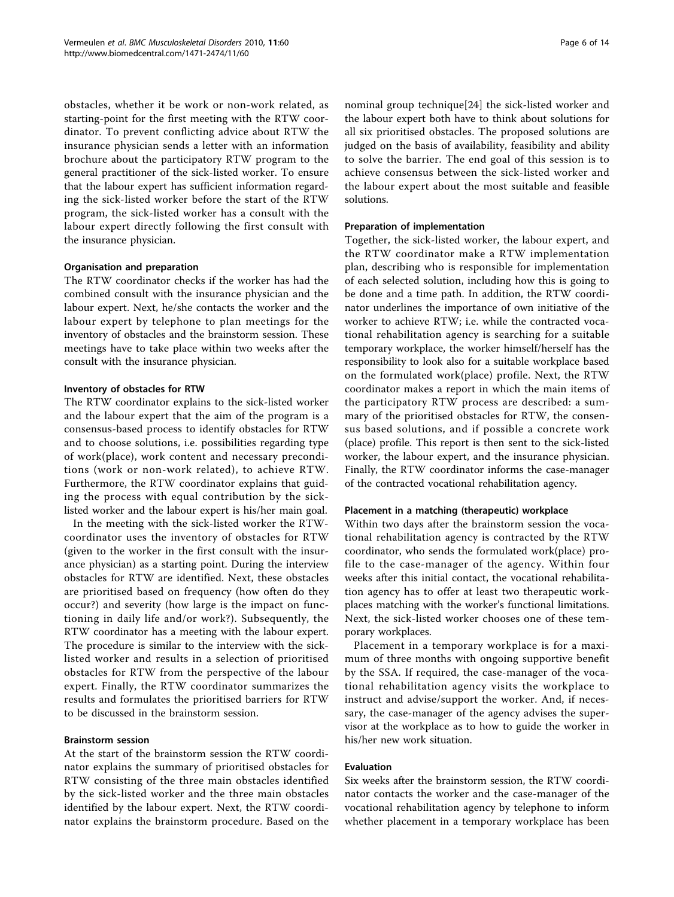obstacles, whether it be work or non-work related, as starting-point for the first meeting with the RTW coordinator. To prevent conflicting advice about RTW the insurance physician sends a letter with an information brochure about the participatory RTW program to the general practitioner of the sick-listed worker. To ensure that the labour expert has sufficient information regarding the sick-listed worker before the start of the RTW program, the sick-listed worker has a consult with the labour expert directly following the first consult with the insurance physician.

#### Organisation and preparation

The RTW coordinator checks if the worker has had the combined consult with the insurance physician and the labour expert. Next, he/she contacts the worker and the labour expert by telephone to plan meetings for the inventory of obstacles and the brainstorm session. These meetings have to take place within two weeks after the consult with the insurance physician.

#### Inventory of obstacles for RTW

The RTW coordinator explains to the sick-listed worker and the labour expert that the aim of the program is a consensus-based process to identify obstacles for RTW and to choose solutions, i.e. possibilities regarding type of work(place), work content and necessary preconditions (work or non-work related), to achieve RTW. Furthermore, the RTW coordinator explains that guiding the process with equal contribution by the sick-listed worker and the labour expert is his/her main goal.

In the meeting with the sick-listed worker the RTW-coordinator uses the inventory of obstacles for RTW (given to the worker in the first consult with the insurance physician) as a starting point. During the interview obstacles for RTW are identified. Next, these obstacles are prioritised based on frequency (how often do they occur?) and severity (how large is the impact on functioning in daily life and/or work?). Subsequently, the RTW coordinator has a meeting with the labour expert. The procedure is similar to the interview with the sick-listed worker and results in a selection of prioritised obstacles for RTW from the perspective of the labour expert. Finally, the RTW coordinator summarizes the results and formulates the prioritised barriers for RTW to be discussed in the brainstorm session.

#### Brainstorm session

At the start of the brainstorm session the RTW coordinator explains the summary of prioritised obstacles for RTW consisting of the three main obstacles identified by the sick-listed worker and the three main obstacles identified by the labour expert. Next, the RTW coordinator explains the brainstorm procedure. Based on the nominal group technique[24] the sick-listed worker and the labour expert both have to think about solutions for all six prioritised obstacles. The proposed solutions are judged on the basis of availability, feasibility and ability to solve the barrier. The end goal of this session is to achieve consensus between the sick-listed worker and the labour expert about the most suitable and feasible solutions.

#### Preparation of implementation

Together, the sick-listed worker, the labour expert, and the RTW coordinator make a RTW implementation plan, describing who is responsible for implementation of each selected solution, including how this is going to be done and a time path. In addition, the RTW coordinator underlines the importance of own initiative of the worker to achieve RTW; i.e. while the contracted vocational rehabilitation agency is searching for a suitable temporary workplace, the worker himself/herself has the responsibility to look also for a suitable workplace based on the formulated work(place) profile. Next, the RTW coordinator makes a report in which the main items of the participatory RTW process are described: a summary of the prioritised obstacles for RTW, the consensus based solutions, and if possible a concrete work (place) profile. This report is then sent to the sick-listed worker, the labour expert, and the insurance physician. Finally, the RTW coordinator informs the case-manager of the contracted vocational rehabilitation agency.

#### Placement in a matching (therapeutic) workplace

Within two days after the brainstorm session the vocational rehabilitation agency is contracted by the RTW coordinator, who sends the formulated work(place) profile to the case-manager of the agency. Within four weeks after this initial contact, the vocational rehabilitation agency has to offer at least two therapeutic workplaces matching with the worker's functional limitations. Next, the sick-listed worker chooses one of these temporary workplaces.

Placement in a temporary workplace is for a maximum of three months with ongoing supportive benefit by the SSA. If required, the case-manager of the vocational rehabilitation agency visits the workplace to instruct and advise/support the worker. And, if necessary, the case-manager of the agency advises the supervisor at the workplace as to how to guide the worker in his/her new work situation.

#### Evaluation

Six weeks after the brainstorm session, the RTW coordinator contacts the worker and the case-manager of the vocational rehabilitation agency by telephone to inform whether placement in a temporary workplace has been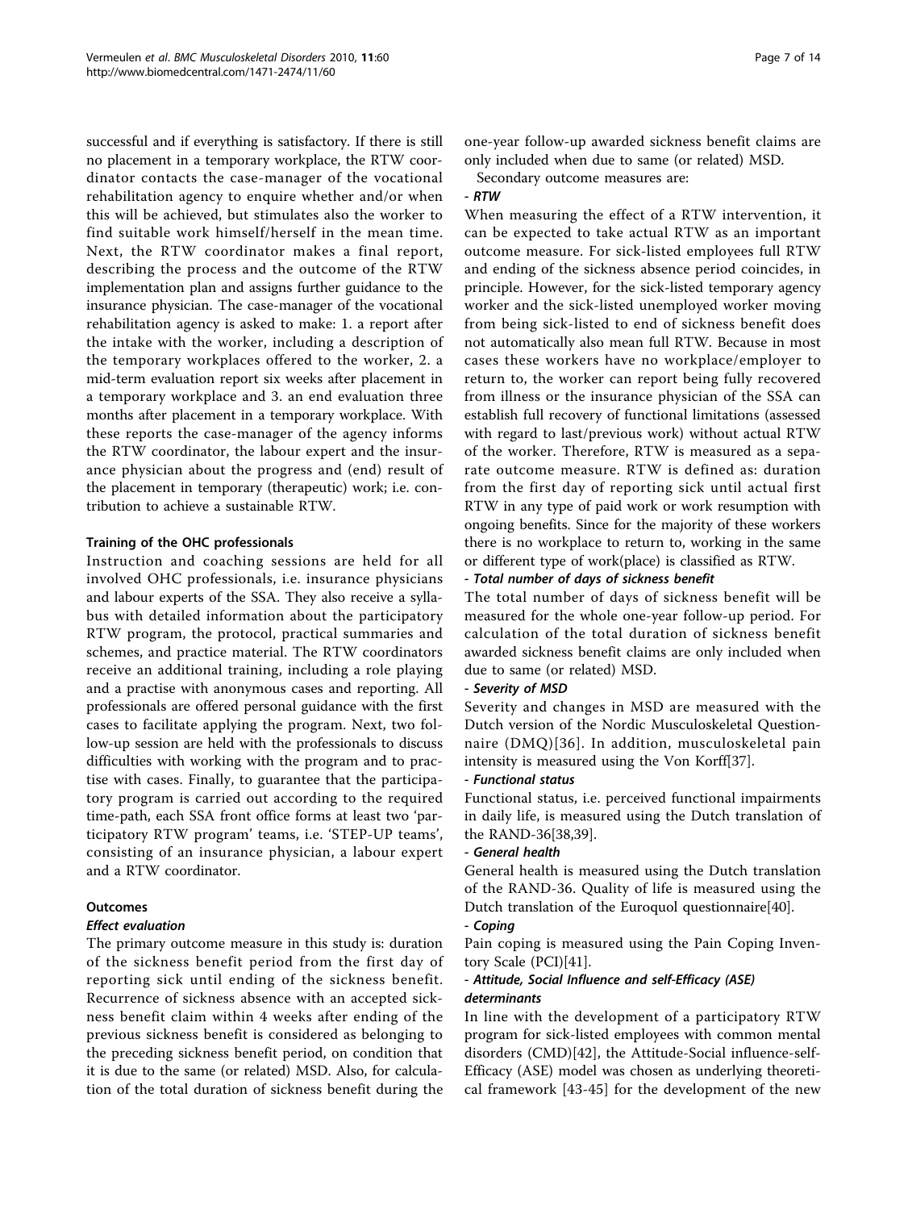successful and if everything is satisfactory. If there is still no placement in a temporary workplace, the RTW coordinator contacts the case-manager of the vocational rehabilitation agency to enquire whether and/or when this will be achieved, but stimulates also the worker to find suitable work himself/herself in the mean time. Next, the RTW coordinator makes a final report, describing the process and the outcome of the RTW implementation plan and assigns further guidance to the insurance physician. The case-manager of the vocational rehabilitation agency is asked to make: 1. a report after the intake with the worker, including a description of the temporary workplaces offered to the worker, 2. a mid-term evaluation report six weeks after placement in a temporary workplace and 3. an end evaluation three months after placement in a temporary workplace. With these reports the case-manager of the agency informs the RTW coordinator, the labour expert and the insurance physician about the progress and (end) result of the placement in temporary (therapeutic) work; i.e. contribution to achieve a sustainable RTW.

#### Training of the OHC professionals

Instruction and coaching sessions are held for all involved OHC professionals, i.e. insurance physicians and labour experts of the SSA. They also receive a syllabus with detailed information about the participatory RTW program, the protocol, practical summaries and schemes, and practice material. The RTW coordinators receive an additional training, including a role playing and a practise with anonymous cases and reporting. All professionals are offered personal guidance with the first cases to facilitate applying the program. Next, two follow-up session are held with the professionals to discuss difficulties with working with the program and to practise with cases. Finally, to guarantee that the participatory program is carried out according to the required time-path, each SSA front office forms at least two 'participatory RTW program' teams, i.e. 'STEP-UP teams', consisting of an insurance physician, a labour expert and a RTW coordinator.

### Outcomes

#### *Effect evaluation*

The primary outcome measure in this study is: duration of the sickness benefit period from the first day of reporting sick until ending of the sickness benefit. Recurrence of sickness absence with an accepted sickness benefit claim within 4 weeks after ending of the previous sickness benefit is considered as belonging to the preceding sickness benefit period, on condition that it is due to the same (or related) MSD. Also, for calculation of the total duration of sickness benefit during the one-year follow-up awarded sickness benefit claims are only included when due to same (or related) MSD.

Secondary outcome measures are:

***- RTW***

When measuring the effect of a RTW intervention, it can be expected to take actual RTW as an important outcome measure. For sick-listed employees full RTW and ending of the sickness absence period coincides, in principle. However, for the sick-listed temporary agency worker and the sick-listed unemployed worker moving from being sick-listed to end of sickness benefit does not automatically also mean full RTW. Because in most cases these workers have no workplace/employer to return to, the worker can report being fully recovered from illness or the insurance physician of the SSA can establish full recovery of functional limitations (assessed with regard to last/previous work) without actual RTW of the worker. Therefore, RTW is measured as a separate outcome measure. RTW is defined as: duration from the first day of reporting sick until actual first RTW in any type of paid work or work resumption with ongoing benefits. Since for the majority of these workers there is no workplace to return to, working in the same or different type of work(place) is classified as RTW.

***- Total number of days of sickness benefit***

The total number of days of sickness benefit will be measured for the whole one-year follow-up period. For calculation of the total duration of sickness benefit awarded sickness benefit claims are only included when due to same (or related) MSD.

***- Severity of MSD***

Severity and changes in MSD are measured with the Dutch version of the Nordic Musculoskeletal Questionnaire (DMQ)[36]. In addition, musculoskeletal pain intensity is measured using the Von Korff[37].

***- Functional status***

Functional status, i.e. perceived functional impairments in daily life, is measured using the Dutch translation of the RAND-36[38,39].

***- General health***

General health is measured using the Dutch translation of the RAND-36. Quality of life is measured using the Dutch translation of the Euroquol questionnaire[40].

***- Coping***

Pain coping is measured using the Pain Coping Inventory Scale (PCI)[41].

***- Attitude, Social Influence and self-Efficacy (ASE) determinants***

In line with the development of a participatory RTW program for sick-listed employees with common mental disorders (CMD)[42], the Attitude-Social influence-self-Efficacy (ASE) model was chosen as underlying theoretical framework [43-45] for the development of the new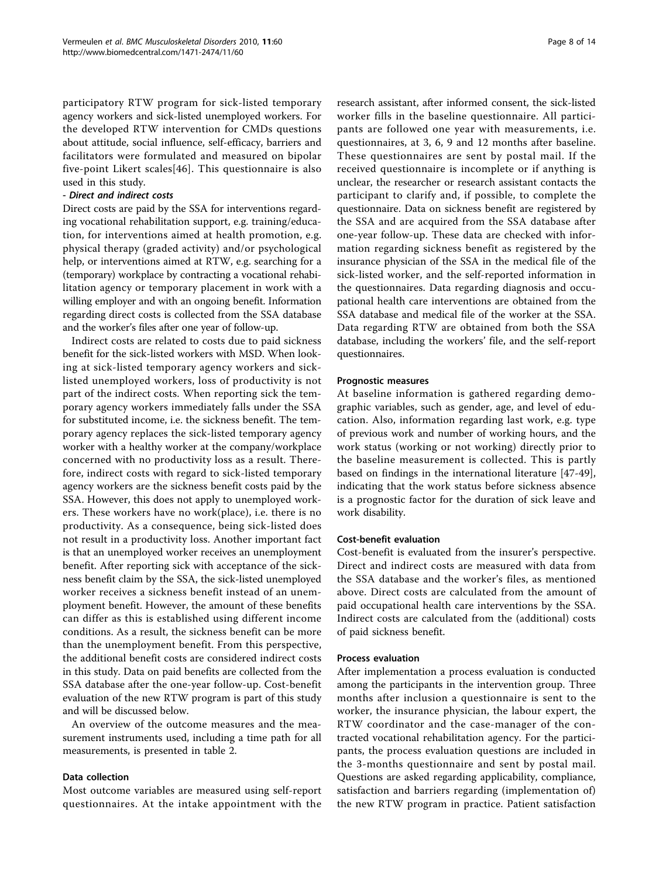participatory RTW program for sick-listed temporary agency workers and sick-listed unemployed workers. For the developed RTW intervention for CMDs questions about attitude, social influence, self-efficacy, barriers and facilitators were formulated and measured on bipolar five-point Likert scales[46]. This questionnaire is also used in this study.

#### - Direct and indirect costs

Direct costs are paid by the SSA for interventions regarding vocational rehabilitation support, e.g. training/education, for interventions aimed at health promotion, e.g. physical therapy (graded activity) and/or psychological help, or interventions aimed at RTW, e.g. searching for a (temporary) workplace by contracting a vocational rehabilitation agency or temporary placement in work with a willing employer and with an ongoing benefit. Information regarding direct costs is collected from the SSA database and the worker's files after one year of follow-up.

Indirect costs are related to costs due to paid sickness benefit for the sick-listed workers with MSD. When looking at sick-listed temporary agency workers and sick-listed unemployed workers, loss of productivity is not part of the indirect costs. When reporting sick the temporary agency workers immediately falls under the SSA for substituted income, i.e. the sickness benefit. The temporary agency replaces the sick-listed temporary agency worker with a healthy worker at the company/workplace concerned with no productivity loss as a result. Therefore, indirect costs with regard to sick-listed temporary agency workers are the sickness benefit costs paid by the SSA. However, this does not apply to unemployed workers. These workers have no work(place), i.e. there is no productivity. As a consequence, being sick-listed does not result in a productivity loss. Another important fact is that an unemployed worker receives an unemployment benefit. After reporting sick with acceptance of the sickness benefit claim by the SSA, the sick-listed unemployed worker receives a sickness benefit instead of an unemployment benefit. However, the amount of these benefits can differ as this is established using different income conditions. As a result, the sickness benefit can be more than the unemployment benefit. From this perspective, the additional benefit costs are considered indirect costs in this study. Data on paid benefits are collected from the SSA database after the one-year follow-up. Cost-benefit evaluation of the new RTW program is part of this study and will be discussed below.

An overview of the outcome measures and the measurement instruments used, including a time path for all measurements, is presented in table 2.

### Data collection

Most outcome variables are measured using self-report questionnaires. At the intake appointment with the research assistant, after informed consent, the sick-listed worker fills in the baseline questionnaire. All participants are followed one year with measurements, i.e. questionnaires, at 3, 6, 9 and 12 months after baseline. These questionnaires are sent by postal mail. If the received questionnaire is incomplete or if anything is unclear, the researcher or research assistant contacts the participant to clarify and, if possible, to complete the questionnaire. Data on sickness benefit are registered by the SSA and are acquired from the SSA database after one-year follow-up. These data are checked with information regarding sickness benefit as registered by the insurance physician of the SSA in the medical file of the sick-listed worker, and the self-reported information in the questionnaires. Data regarding diagnosis and occupational health care interventions are obtained from the SSA database and medical file of the worker at the SSA. Data regarding RTW are obtained from both the SSA database, including the workers' file, and the self-report questionnaires.

### Prognostic measures

At baseline information is gathered regarding demographic variables, such as gender, age, and level of education. Also, information regarding last work, e.g. type of previous work and number of working hours, and the work status (working or not working) directly prior to the baseline measurement is collected. This is partly based on findings in the international literature [47-49], indicating that the work status before sickness absence is a prognostic factor for the duration of sick leave and work disability.

### Cost-benefit evaluation

Cost-benefit is evaluated from the insurer's perspective. Direct and indirect costs are measured with data from the SSA database and the worker's files, as mentioned above. Direct costs are calculated from the amount of paid occupational health care interventions by the SSA. Indirect costs are calculated from the (additional) costs of paid sickness benefit.

### Process evaluation

After implementation a process evaluation is conducted among the participants in the intervention group. Three months after inclusion a questionnaire is sent to the worker, the insurance physician, the labour expert, the RTW coordinator and the case-manager of the contracted vocational rehabilitation agency. For the participants, the process evaluation questions are included in the 3-months questionnaire and sent by postal mail. Questions are asked regarding applicability, compliance, satisfaction and barriers regarding (implementation of) the new RTW program in practice. Patient satisfaction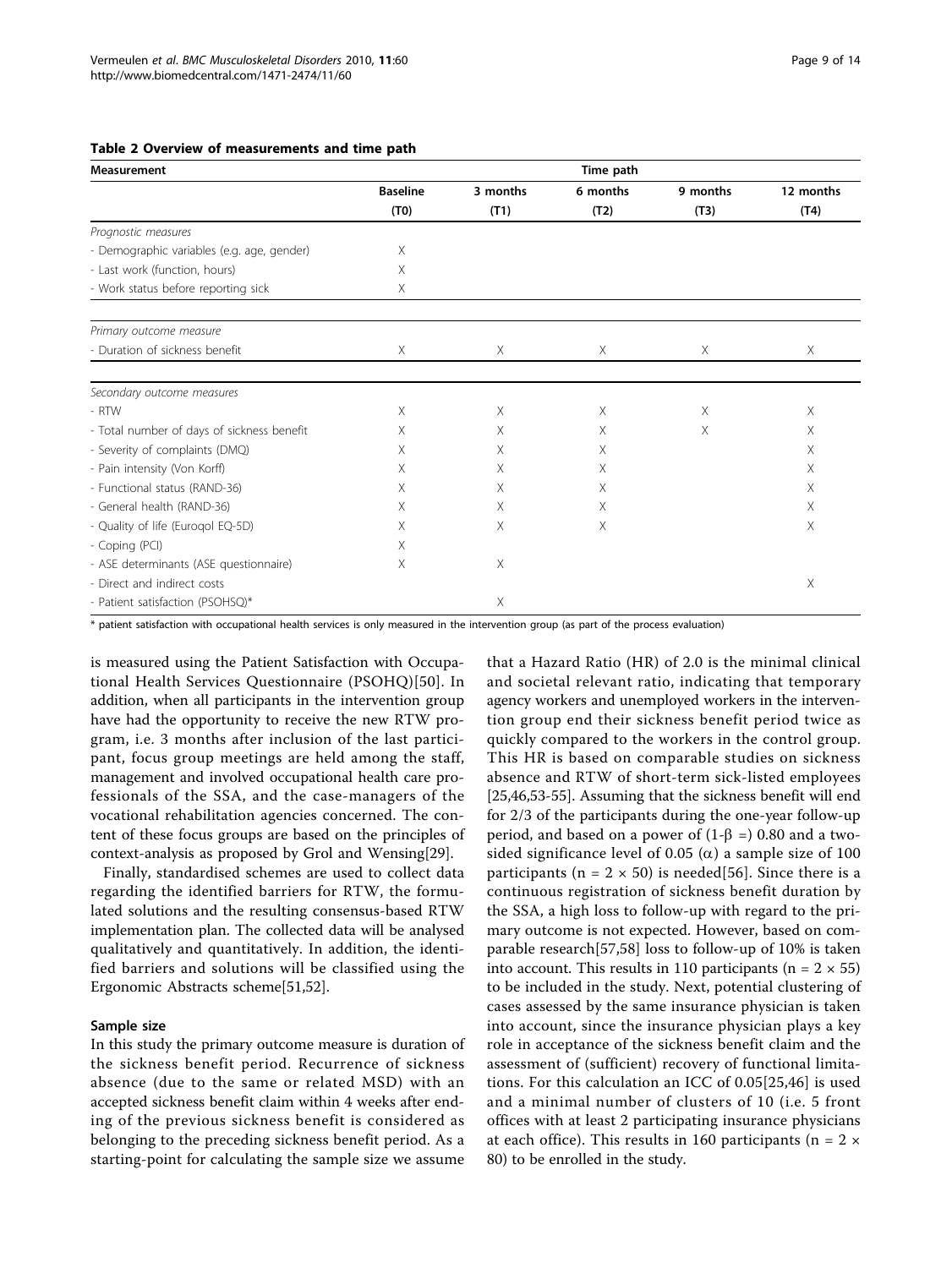**Table 2 Overview of measurements and time path**

| Measurement | Time path | | | | |
|---|---|---|---|---|---|
| | Baseline (T0) | 3 months (T1) | 6 months (T2) | 9 months (T3) | 12 months (T4) |
| *Prognostic measures* | | | | | |
| - Demographic variables (e.g. age, gender) | X | | | | |
| - Last work (function, hours) | X | | | | |
| - Work status before reporting sick | X | | | | |
| *Primary outcome measure* | | | | | |
| - Duration of sickness benefit | X | X | X | X | X |
| *Secondary outcome measures* | | | | | |
| - RTW | X | X | X | X | X |
| - Total number of days of sickness benefit | X | X | X | X | X |
| - Severity of complaints (DMQ) | X | X | X | | X |
| - Pain intensity (Von Korff) | X | X | X | | X |
| - Functional status (RAND-36) | X | X | X | | X |
| - General health (RAND-36) | X | X | X | | X |
| - Quality of life (Euroqol EQ-5D) | X | X | X | | X |
| - Coping (PCI) | X | | | | |
| - ASE determinants (ASE questionnaire) | X | X | | | |
| - Direct and indirect costs | | | | | X |
| - Patient satisfaction (PSOHSQ)* | | X | | | |

\* patient satisfaction with occupational health services is only measured in the intervention group (as part of the process evaluation)

is measured using the Patient Satisfaction with Occupational Health Services Questionnaire (PSOHQ)[50]. In addition, when all participants in the intervention group have had the opportunity to receive the new RTW program, i.e. 3 months after inclusion of the last participant, focus group meetings are held among the staff, management and involved occupational health care professionals of the SSA, and the case-managers of the vocational rehabilitation agencies concerned. The content of these focus groups are based on the principles of context-analysis as proposed by Grol and Wensing[29].

Finally, standardised schemes are used to collect data regarding the identified barriers for RTW, the formulated solutions and the resulting consensus-based RTW implementation plan. The collected data will be analysed qualitatively and quantitatively. In addition, the identified barriers and solutions will be classified using the Ergonomic Abstracts scheme[51,52].

### Sample size

In this study the primary outcome measure is duration of the sickness benefit period. Recurrence of sickness absence (due to the same or related MSD) with an accepted sickness benefit claim within 4 weeks after ending of the previous sickness benefit is considered as belonging to the preceding sickness benefit period. As a starting-point for calculating the sample size we assume that a Hazard Ratio (HR) of 2.0 is the minimal clinical and societal relevant ratio, indicating that temporary agency workers and unemployed workers in the intervention group end their sickness benefit period twice as quickly compared to the workers in the control group. This HR is based on comparable studies on sickness absence and RTW of short-term sick-listed employees [25,46,53-55]. Assuming that the sickness benefit will end for 2/3 of the participants during the one-year follow-up period, and based on a power of ($1-\beta =$) 0.80 and a two-sided significance level of 0.05 ($\alpha$) a sample size of 100 participants ($n = 2 \times 50$) is needed[56]. Since there is a continuous registration of sickness benefit duration by the SSA, a high loss to follow-up with regard to the primary outcome is not expected. However, based on comparable research[57,58] loss to follow-up of 10% is taken into account. This results in 110 participants ($n = 2 \times 55$) to be included in the study. Next, potential clustering of cases assessed by the same insurance physician is taken into account, since the insurance physician plays a key role in acceptance of the sickness benefit claim and the assessment of (sufficient) recovery of functional limitations. For this calculation an ICC of 0.05[25,46] is used and a minimal number of clusters of 10 (i.e. 5 front offices with at least 2 participating insurance physicians at each office). This results in 160 participants ($n = 2 \times 80$) to be enrolled in the study.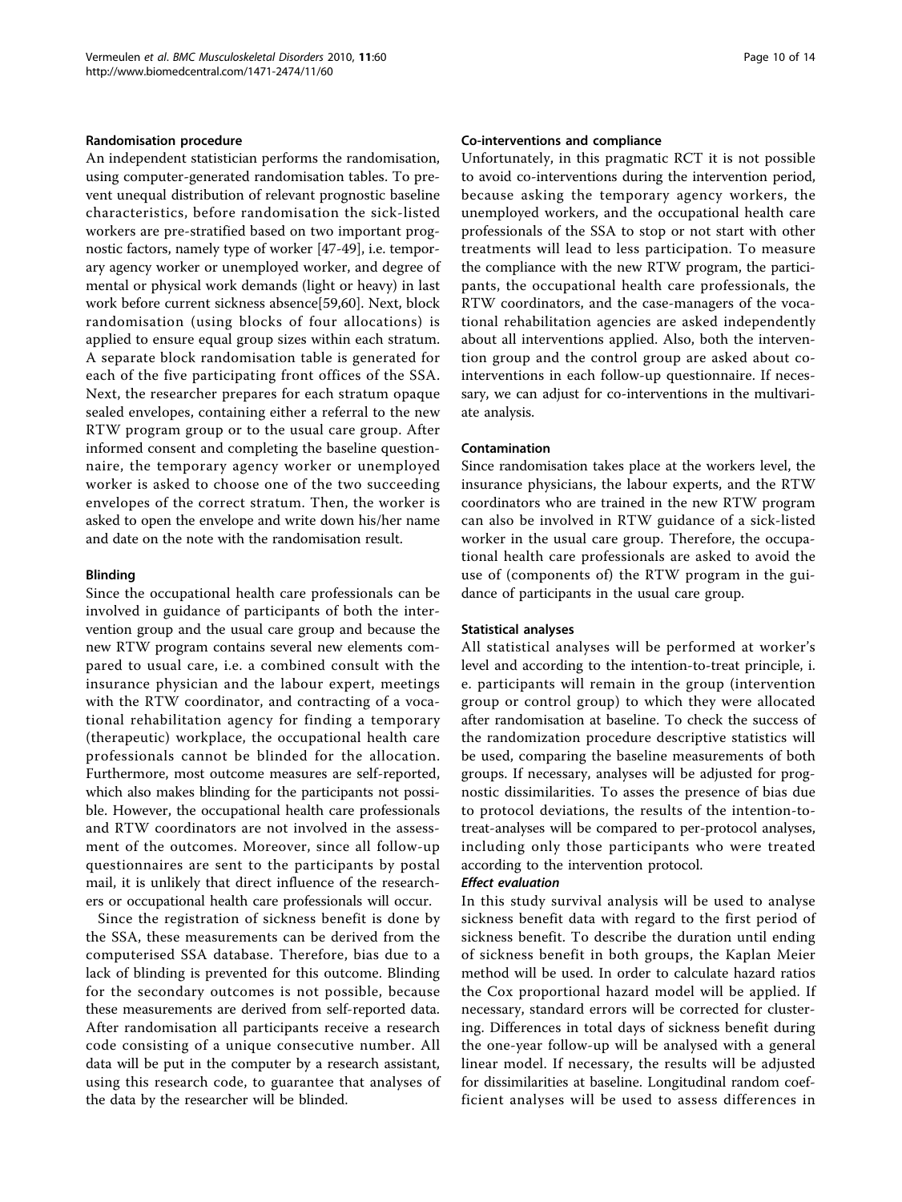### Randomisation procedure

An independent statistician performs the randomisation, using computer-generated randomisation tables. To prevent unequal distribution of relevant prognostic baseline characteristics, before randomisation the sick-listed workers are pre-stratified based on two important prognostic factors, namely type of worker [47-49], i.e. temporary agency worker or unemployed worker, and degree of mental or physical work demands (light or heavy) in last work before current sickness absence[59,60]. Next, block randomisation (using blocks of four allocations) is applied to ensure equal group sizes within each stratum. A separate block randomisation table is generated for each of the five participating front offices of the SSA. Next, the researcher prepares for each stratum opaque sealed envelopes, containing either a referral to the new RTW program group or to the usual care group. After informed consent and completing the baseline questionnaire, the temporary agency worker or unemployed worker is asked to choose one of the two succeeding envelopes of the correct stratum. Then, the worker is asked to open the envelope and write down his/her name and date on the note with the randomisation result.

### Blinding

Since the occupational health care professionals can be involved in guidance of participants of both the intervention group and the usual care group and because the new RTW program contains several new elements compared to usual care, i.e. a combined consult with the insurance physician and the labour expert, meetings with the RTW coordinator, and contracting of a vocational rehabilitation agency for finding a temporary (therapeutic) workplace, the occupational health care professionals cannot be blinded for the allocation. Furthermore, most outcome measures are self-reported, which also makes blinding for the participants not possible. However, the occupational health care professionals and RTW coordinators are not involved in the assessment of the outcomes. Moreover, since all follow-up questionnaires are sent to the participants by postal mail, it is unlikely that direct influence of the researchers or occupational health care professionals will occur.

Since the registration of sickness benefit is done by the SSA, these measurements can be derived from the computerised SSA database. Therefore, bias due to a lack of blinding is prevented for this outcome. Blinding for the secondary outcomes is not possible, because these measurements are derived from self-reported data. After randomisation all participants receive a research code consisting of a unique consecutive number. All data will be put in the computer by a research assistant, using this research code, to guarantee that analyses of the data by the researcher will be blinded.

### Co-interventions and compliance

Unfortunately, in this pragmatic RCT it is not possible to avoid co-interventions during the intervention period, because asking the temporary agency workers, the unemployed workers, and the occupational health care professionals of the SSA to stop or not start with other treatments will lead to less participation. To measure the compliance with the new RTW program, the participants, the occupational health care professionals, the RTW coordinators, and the case-managers of the vocational rehabilitation agencies are asked independently about all interventions applied. Also, both the intervention group and the control group are asked about co-interventions in each follow-up questionnaire. If necessary, we can adjust for co-interventions in the multivariate analysis.

### Contamination

Since randomisation takes place at the workers level, the insurance physicians, the labour experts, and the RTW coordinators who are trained in the new RTW program can also be involved in RTW guidance of a sick-listed worker in the usual care group. Therefore, the occupational health care professionals are asked to avoid the use of (components of) the RTW program in the guidance of participants in the usual care group.

### Statistical analyses

All statistical analyses will be performed at worker's level and according to the intention-to-treat principle, i.e. participants will remain in the group (intervention group or control group) to which they were allocated after randomisation at baseline. To check the success of the randomization procedure descriptive statistics will be used, comparing the baseline measurements of both groups. If necessary, analyses will be adjusted for prognostic dissimilarities. To asses the presence of bias due to protocol deviations, the results of the intention-to-treat-analyses will be compared to per-protocol analyses, including only those participants who were treated according to the intervention protocol.

#### *Effect evaluation*

In this study survival analysis will be used to analyse sickness benefit data with regard to the first period of sickness benefit. To describe the duration until ending of sickness benefit in both groups, the Kaplan Meier method will be used. In order to calculate hazard ratios the Cox proportional hazard model will be applied. If necessary, standard errors will be corrected for clustering. Differences in total days of sickness benefit during the one-year follow-up will be analysed with a general linear model. If necessary, the results will be adjusted for dissimilarities at baseline. Longitudinal random coefficient analyses will be used to assess differences in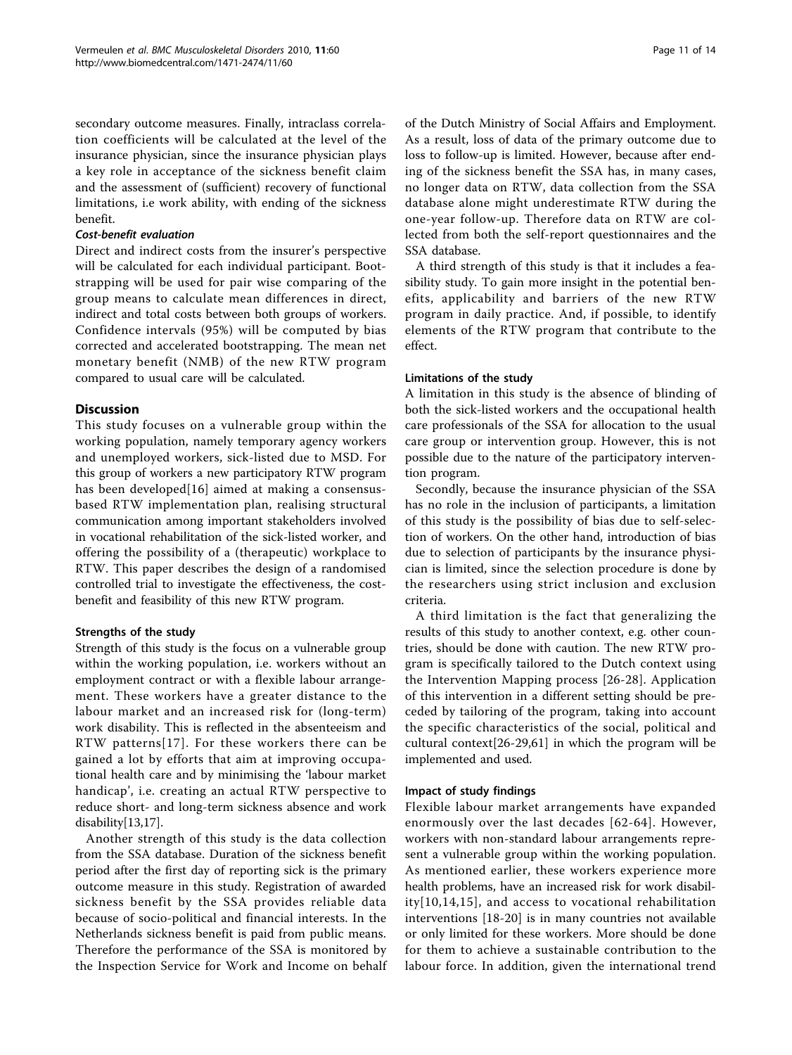secondary outcome measures. Finally, intraclass correlation coefficients will be calculated at the level of the insurance physician, since the insurance physician plays a key role in acceptance of the sickness benefit claim and the assessment of (sufficient) recovery of functional limitations, i.e work ability, with ending of the sickness benefit.

#### *Cost-benefit evaluation*

Direct and indirect costs from the insurer's perspective will be calculated for each individual participant. Bootstrapping will be used for pair wise comparing of the group means to calculate mean differences in direct, indirect and total costs between both groups of workers. Confidence intervals (95%) will be computed by bias corrected and accelerated bootstrapping. The mean net monetary benefit (NMB) of the new RTW program compared to usual care will be calculated.

## Discussion

This study focuses on a vulnerable group within the working population, namely temporary agency workers and unemployed workers, sick-listed due to MSD. For this group of workers a new participatory RTW program has been developed[16] aimed at making a consensus-based RTW implementation plan, realising structural communication among important stakeholders involved in vocational rehabilitation of the sick-listed worker, and offering the possibility of a (therapeutic) workplace to RTW. This paper describes the design of a randomised controlled trial to investigate the effectiveness, the cost-benefit and feasibility of this new RTW program.

### Strengths of the study

Strength of this study is the focus on a vulnerable group within the working population, i.e. workers without an employment contract or with a flexible labour arrangement. These workers have a greater distance to the labour market and an increased risk for (long-term) work disability. This is reflected in the absenteeism and RTW patterns[17]. For these workers there can be gained a lot by efforts that aim at improving occupational health care and by minimising the 'labour market handicap', i.e. creating an actual RTW perspective to reduce short- and long-term sickness absence and work disability[13,17].

Another strength of this study is the data collection from the SSA database. Duration of the sickness benefit period after the first day of reporting sick is the primary outcome measure in this study. Registration of awarded sickness benefit by the SSA provides reliable data because of socio-political and financial interests. In the Netherlands sickness benefit is paid from public means. Therefore the performance of the SSA is monitored by the Inspection Service for Work and Income on behalf of the Dutch Ministry of Social Affairs and Employment. As a result, loss of data of the primary outcome due to loss to follow-up is limited. However, because after ending of the sickness benefit the SSA has, in many cases, no longer data on RTW, data collection from the SSA database alone might underestimate RTW during the one-year follow-up. Therefore data on RTW are collected from both the self-report questionnaires and the SSA database.

A third strength of this study is that it includes a feasibility study. To gain more insight in the potential benefits, applicability and barriers of the new RTW program in daily practice. And, if possible, to identify elements of the RTW program that contribute to the effect.

### Limitations of the study

A limitation in this study is the absence of blinding of both the sick-listed workers and the occupational health care professionals of the SSA for allocation to the usual care group or intervention group. However, this is not possible due to the nature of the participatory intervention program.

Secondly, because the insurance physician of the SSA has no role in the inclusion of participants, a limitation of this study is the possibility of bias due to self-selection of workers. On the other hand, introduction of bias due to selection of participants by the insurance physician is limited, since the selection procedure is done by the researchers using strict inclusion and exclusion criteria.

A third limitation is the fact that generalizing the results of this study to another context, e.g. other countries, should be done with caution. The new RTW program is specifically tailored to the Dutch context using the Intervention Mapping process [26-28]. Application of this intervention in a different setting should be preceded by tailoring of the program, taking into account the specific characteristics of the social, political and cultural context[26-29,61] in which the program will be implemented and used.

### Impact of study findings

Flexible labour market arrangements have expanded enormously over the last decades [62-64]. However, workers with non-standard labour arrangements represent a vulnerable group within the working population. As mentioned earlier, these workers experience more health problems, have an increased risk for work disability[10,14,15], and access to vocational rehabilitation interventions [18-20] is in many countries not available or only limited for these workers. More should be done for them to achieve a sustainable contribution to the labour force. In addition, given the international trend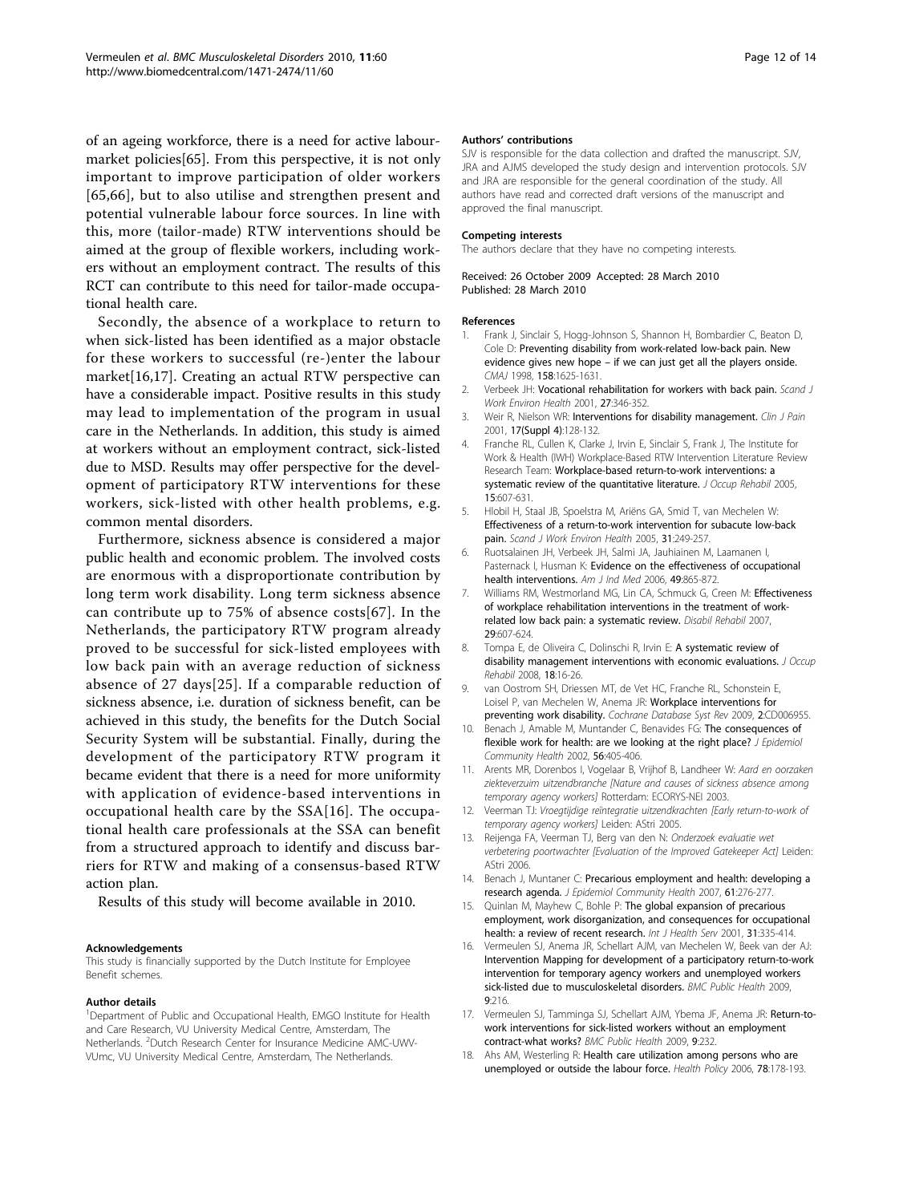of an ageing workforce, there is a need for active labour-market policies[65]. From this perspective, it is not only important to improve participation of older workers [65,66], but to also utilise and strengthen present and potential vulnerable labour force sources. In line with this, more (tailor-made) RTW interventions should be aimed at the group of flexible workers, including workers without an employment contract. The results of this RCT can contribute to this need for tailor-made occupational health care.

Secondly, the absence of a workplace to return to when sick-listed has been identified as a major obstacle for these workers to successful (re-)enter the labour market[16,17]. Creating an actual RTW perspective can have a considerable impact. Positive results in this study may lead to implementation of the program in usual care in the Netherlands. In addition, this study is aimed at workers without an employment contract, sick-listed due to MSD. Results may offer perspective for the development of participatory RTW interventions for these workers, sick-listed with other health problems, e.g. common mental disorders.

Furthermore, sickness absence is considered a major public health and economic problem. The involved costs are enormous with a disproportionate contribution by long term work disability. Long term sickness absence can contribute up to 75% of absence costs[67]. In the Netherlands, the participatory RTW program already proved to be successful for sick-listed employees with low back pain with an average reduction of sickness absence of 27 days[25]. If a comparable reduction of sickness absence, i.e. duration of sickness benefit, can be achieved in this study, the benefits for the Dutch Social Security System will be substantial. Finally, during the development of the participatory RTW program it became evident that there is a need for more uniformity with application of evidence-based interventions in occupational health care by the SSA[16]. The occupational health care professionals at the SSA can benefit from a structured approach to identify and discuss barriers for RTW and making of a consensus-based RTW action plan.

Results of this study will become available in 2010.

#### Acknowledgements

This study is financially supported by the Dutch Institute for Employee Benefit schemes.

#### Author details

[1]Department of Public and Occupational Health, EMGO Institute for Health and Care Research, VU University Medical Centre, Amsterdam, The Netherlands. [2]Dutch Research Center for Insurance Medicine AMC-UWV-VUmc, VU University Medical Centre, Amsterdam, The Netherlands.

#### Authors' contributions

SJV is responsible for the data collection and drafted the manuscript. SJV, JRA and AJMS developed the study design and intervention protocols. SJV and JRA are responsible for the general coordination of the study. All authors have read and corrected draft versions of the manuscript and approved the final manuscript.

#### Competing interests

The authors declare that they have no competing interests.

Received: 26 October 2009 Accepted: 28 March 2010
Published: 28 March 2010

#### References

1. Frank J, Sinclair S, Hogg-Johnson S, Shannon H, Bombardier C, Beaton D, Cole D: **Preventing disability from work-related low-back pain. New evidence gives new hope – if we can just get all the players onside.** *CMAJ* 1998, **158**:1625-1631.
2. Verbeek JH: **Vocational rehabilitation for workers with back pain.** *Scand J Work Environ Health* 2001, **27**:346-352.
3. Weir R, Nielson WR: **Interventions for disability management.** *Clin J Pain* 2001, **17(Suppl 4)**:128-132.
4. Franche RL, Cullen K, Clarke J, Irvin E, Sinclair S, Frank J, The Institute for Work & Health (IWH) Workplace-Based RTW Intervention Literature Review Research Team: **Workplace-based return-to-work interventions: a systematic review of the quantitative literature.** *J Occup Rehabil* 2005, **15**:607-631.
5. Hlobil H, Staal JB, Spoelstra M, Ariëns GA, Smid T, van Mechelen W: **Effectiveness of a return-to-work intervention for subacute low-back pain.** *Scand J Work Environ Health* 2005, **31**:249-257.
6. Ruotsalainen JH, Verbeek JH, Salmi JA, Jauhiainen M, Laamanen I, Pasternack I, Husman K: **Evidence on the effectiveness of occupational health interventions.** *Am J Ind Med* 2006, **49**:865-872.
7. Williams RM, Westmorland MG, Lin CA, Schmuck G, Creen M: **Effectiveness of workplace rehabilitation interventions in the treatment of work-related low back pain: a systematic review.** *Disabil Rehabil* 2007, **29**:607-624.
8. Tompa E, de Oliveira C, Dolinschi R, Irvin E: **A systematic review of disability management interventions with economic evaluations.** *J Occup Rehabil* 2008, **18**:16-26.
9. van Oostrom SH, Driessen MT, de Vet HC, Franche RL, Schonstein E, Loisel P, van Mechelen W, Anema JR: **Workplace interventions for preventing work disability.** *Cochrane Database Syst Rev* 2009, **2**:CD006955.
10. Benach J, Amable M, Muntander C, Benavides FG: **The consequences of flexible work for health: are we looking at the right place?** *J Epidemiol Community Health* 2002, **56**:405-406.
11. Arents MR, Dorenbos I, Vogelaar B, Vrijhof B, Landheer W: *Aard en oorzaken ziekteverzuim uitzendbranche [Nature and causes of sickness absence among temporary agency workers]* Rotterdam: ECORYS-NEI 2003.
12. Veerman TJ: *Vroegtijdige reïntegratie uitzendkrachten [Early return-to-work of temporary agency workers]* Leiden: AStri 2005.
13. Reijenga FA, Veerman TJ, Berg van den N: *Onderzoek evaluatie wet verbetering poortwachter [Evaluation of the Improved Gatekeeper Act]* Leiden: AStri 2006.
14. Benach J, Muntaner C: **Precarious employment and health: developing a research agenda.** *J Epidemiol Community Health* 2007, **61**:276-277.
15. Quinlan M, Mayhew C, Bohle P: **The global expansion of precarious employment, work disorganization, and consequences for occupational health: a review of recent research.** *Int J Health Serv* 2001, **31**:335-414.
16. Vermeulen SJ, Anema JR, Schellart AJM, van Mechelen W, Beek van der AJ: **Intervention Mapping for development of a participatory return-to-work intervention for temporary agency workers and unemployed workers sick-listed due to musculoskeletal disorders.** *BMC Public Health* 2009, **9**:216.
17. Vermeulen SJ, Tamminga SJ, Schellart AJM, Ybema JF, Anema JR: **Return-to-work interventions for sick-listed workers without an employment contract-what works?** *BMC Public Health* 2009, **9**:232.
18. Ahs AM, Westerling R: **Health care utilization among persons who are unemployed or outside the labour force.** *Health Policy* 2006, **78**:178-193.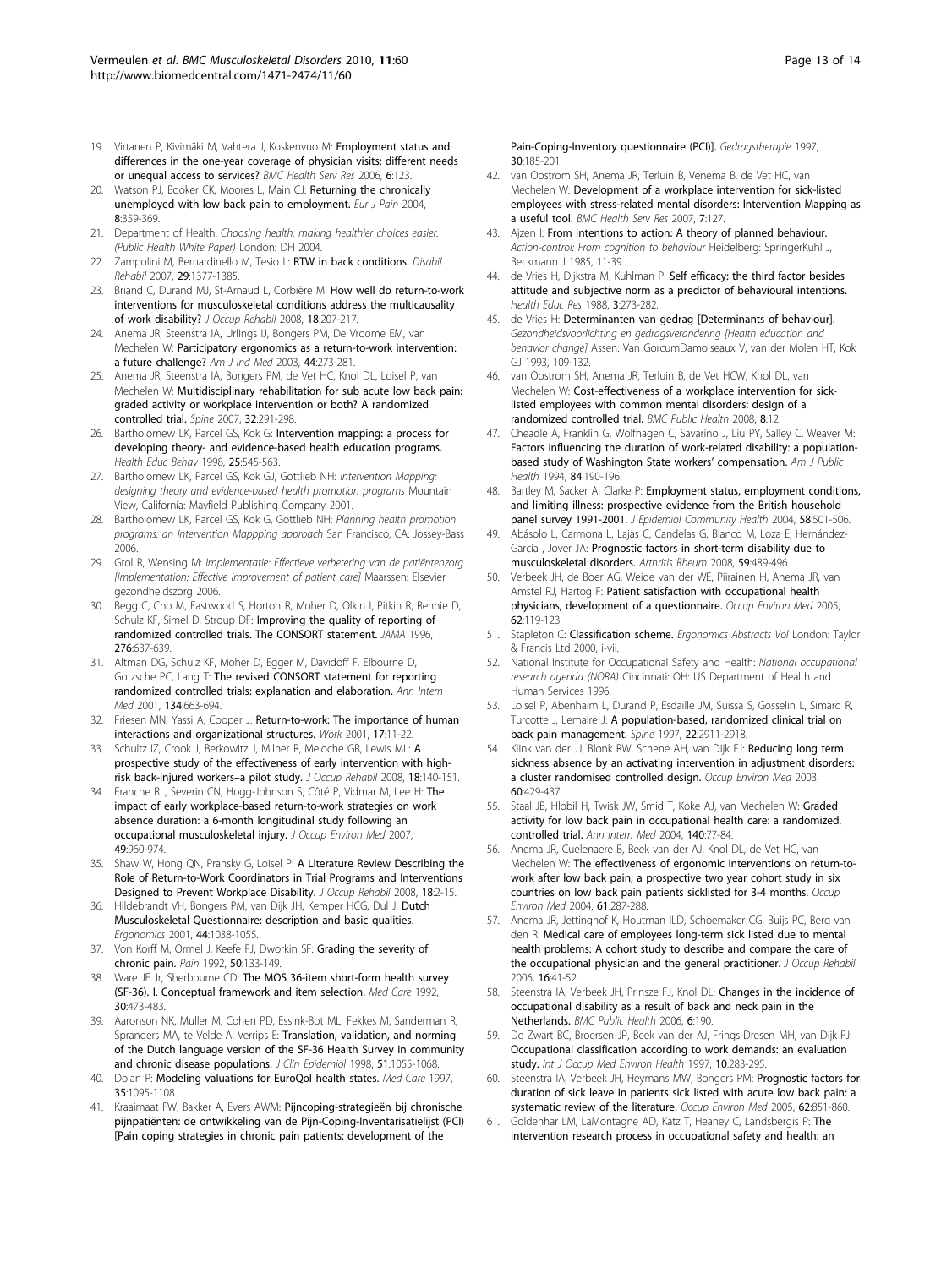19. Virtanen P, Kivimäki M, Vahtera J, Koskenvuo M: Employment status and differences in the one-year coverage of physician visits: different needs or unequal access to services? *BMC Health Serv Res* 2006, **6**:123.
20. Watson PJ, Booker CK, Moores L, Main CJ: Returning the chronically unemployed with low back pain to employment. *Eur J Pain* 2004, **8**:359-369.
21. Department of Health: *Choosing health: making healthier choices easier. (Public Health White Paper)* London: DH 2004.
22. Zampolini M, Bernardinello M, Tesio L: RTW in back conditions. *Disabil Rehabil* 2007, **29**:1377-1385.
23. Briand C, Durand MJ, St-Arnaud L, Corbière M: How well do return-to-work interventions for musculoskeletal conditions address the multicausality of work disability? *J Occup Rehabil* 2008, **18**:207-217.
24. Anema JR, Steenstra IA, Urlings IJ, Bongers PM, De Vroome EM, van Mechelen W: Participatory ergonomics as a return-to-work intervention: a future challenge? *Am J Ind Med* 2003, **44**:273-281.
25. Anema JR, Steenstra IA, Bongers PM, de Vet HC, Knol DL, Loisel P, van Mechelen W: Multidisciplinary rehabilitation for sub acute low back pain: graded activity or workplace intervention or both? A randomized controlled trial. *Spine* 2007, **32**:291-298.
26. Bartholomew LK, Parcel GS, Kok G: Intervention mapping: a process for developing theory- and evidence-based health education programs. *Health Educ Behav* 1998, **25**:545-563.
27. Bartholomew LK, Parcel GS, Kok GJ, Gottlieb NH: *Intervention Mapping: designing theory and evidence-based health promotion programs* Mountain View, California: Mayfield Publishing Company 2001.
28. Bartholomew LK, Parcel GS, Kok G, Gottlieb NH: *Planning health promotion programs: an Intervention Mappping approach* San Francisco, CA: Jossey-Bass 2006.
29. Grol R, Wensing M: *Implementatie: Effectieve verbetering van de patiëntenzorg [Implementation: Effective improvement of patient care]* Maarssen: Elsevier gezondheidszorg 2006.
30. Begg C, Cho M, Eastwood S, Horton R, Moher D, Olkin I, Pitkin R, Rennie D, Schulz KF, Simel D, Stroup DF: Improving the quality of reporting of randomized controlled trials. The CONSORT statement. *JAMA* 1996, **276**:637-639.
31. Altman DG, Schulz KF, Moher D, Egger M, Davidoff F, Elbourne D, Gotzsche PC, Lang T: The revised CONSORT statement for reporting randomized controlled trials: explanation and elaboration. *Ann Intern Med* 2001, **134**:663-694.
32. Friesen MN, Yassi A, Cooper J: Return-to-work: The importance of human interactions and organizational structures. *Work* 2001, **17**:11-22.
33. Schultz IZ, Crook J, Berkowitz J, Milner R, Meloche GR, Lewis ML: A prospective study of the effectiveness of early intervention with high-risk back-injured workers–a pilot study. *J Occup Rehabil* 2008, **18**:140-151.
34. Franche RL, Severin CN, Hogg-Johnson S, Côté P, Vidmar M, Lee H: The impact of early workplace-based return-to-work strategies on work absence duration: a 6-month longitudinal study following an occupational musculoskeletal injury. *J Occup Environ Med* 2007, **49**:960-974.
35. Shaw W, Hong QN, Pransky G, Loisel P: A Literature Review Describing the Role of Return-to-Work Coordinators in Trial Programs and Interventions Designed to Prevent Workplace Disability. *J Occup Rehabil* 2008, **18**:2-15.
36. Hildebrandt VH, Bongers PM, van Dijk JH, Kemper HCG, Dul J: Dutch Musculoskeletal Questionnaire: description and basic qualities. *Ergonomics* 2001, **44**:1038-1055.
37. Von Korff M, Ormel J, Keefe FJ, Dworkin SF: Grading the severity of chronic pain. *Pain* 1992, **50**:133-149.
38. Ware JE Jr, Sherbourne CD: The MOS 36-item short-form health survey (SF-36). I. Conceptual framework and item selection. *Med Care* 1992, **30**:473-483.
39. Aaronson NK, Muller M, Cohen PD, Essink-Bot ML, Fekkes M, Sanderman R, Sprangers MA, te Velde A, Verrips E: Translation, validation, and norming of the Dutch language version of the SF-36 Health Survey in community and chronic disease populations. *J Clin Epidemiol* 1998, **51**:1055-1068.
40. Dolan P: Modeling valuations for EuroQol health states. *Med Care* 1997, **35**:1095-1108.
41. Kraaimaat FW, Bakker A, Evers AWM: Pijncoping-strategieën bij chronische pijnpatiënten: de ontwikkeling van de Pijn-Coping-Inventarisatielijst (PCI) [Pain coping strategies in chronic pain patients: development of the Pain-Coping-Inventory questionnaire (PCI)]. *Gedragstherapie* 1997, **30**:185-201.
42. van Oostrom SH, Anema JR, Terluin B, Venema B, de Vet HC, van Mechelen W: Development of a workplace intervention for sick-listed employees with stress-related mental disorders: Intervention Mapping as a useful tool. *BMC Health Serv Res* 2007, **7**:127.
43. Ajzen I: From intentions to action: A theory of planned behaviour. *Action-control: From cognition to behaviour* Heidelberg: SpringerKuhl J, Beckmann J 1985, 11-39.
44. de Vries H, Dijkstra M, Kuhlman P: Self efficacy: the third factor besides attitude and subjective norm as a predictor of behavioural intentions. *Health Educ Res* 1988, **3**:273-282.
45. de Vries H: Determinanten van gedrag [Determinants of behaviour]. *Gezondheidsvoorlichting en gedragsverandering [Health education and behavior change]* Assen: Van GorcumDamoiseaux V, van der Molen HT, Kok GJ 1993, 109-132.
46. van Oostrom SH, Anema JR, Terluin B, de Vet HCW, Knol DL, van Mechelen W: Cost-effectiveness of a workplace intervention for sick-listed employees with common mental disorders: design of a randomized controlled trial. *BMC Public Health* 2008, **8**:12.
47. Cheadle A, Franklin G, Wolfhagen C, Savarino J, Liu PY, Salley C, Weaver M: Factors influencing the duration of work-related disability: a population-based study of Washington State workers' compensation. *Am J Public Health* 1994, **84**:190-196.
48. Bartley M, Sacker A, Clarke P: Employment status, employment conditions, and limiting illness: prospective evidence from the British household panel survey 1991-2001. *J Epidemiol Community Health* 2004, **58**:501-506.
49. Abásolo L, Carmona L, Lajas C, Candelas G, Blanco M, Loza E, Hernández-García , Jover JA: Prognostic factors in short-term disability due to musculoskeletal disorders. *Arthritis Rheum* 2008, **59**:489-496.
50. Verbeek JH, de Boer AG, Weide van der WE, Piirainen H, Anema JR, van Amstel RJ, Hartog F: Patient satisfaction with occupational health physicians, development of a questionnaire. *Occup Environ Med* 2005, **62**:119-123.
51. Stapleton C: Classification scheme. *Ergonomics Abstracts Vol* London: Taylor & Francis Ltd 2000, i-vii.
52. National Institute for Occupational Safety and Health: *National occupational research agenda (NORA)* Cincinnati: OH: US Department of Health and Human Services 1996.
53. Loisel P, Abenhaim L, Durand P, Esdaille JM, Suissa S, Gosselin L, Simard R, Turcotte J, Lemaire J: A population-based, randomized clinical trial on back pain management. *Spine* 1997, **22**:2911-2918.
54. Klink van der JJ, Blonk RW, Schene AH, van Dijk FJ: Reducing long term sickness absence by an activating intervention in adjustment disorders: a cluster randomised controlled design. *Occup Environ Med* 2003, **60**:429-437.
55. Staal JB, Hlobil H, Twisk JW, Smid T, Koke AJ, van Mechelen W: Graded activity for low back pain in occupational health care: a randomized, controlled trial. *Ann Intern Med* 2004, **140**:77-84.
56. Anema JR, Cuelenaere B, Beek van der AJ, Knol DL, de Vet HC, van Mechelen W: The effectiveness of ergonomic interventions on return-to-work after low back pain; a prospective two year cohort study in six countries on low back pain patients sicklisted for 3-4 months. *Occup Environ Med* 2004, **61**:287-288.
57. Anema JR, Jettinghof K, Houtman ILD, Schoemaker CG, Buijs PC, Berg van den R: Medical care of employees long-term sick listed due to mental health problems: A cohort study to describe and compare the care of the occupational physician and the general practitioner. *J Occup Rehabil* 2006, **16**:41-52.
58. Steenstra IA, Verbeek JH, Prinsze FJ, Knol DL: Changes in the incidence of occupational disability as a result of back and neck pain in the Netherlands. *BMC Public Health* 2006, **6**:190.
59. De Zwart BC, Broersen JP, Beek van der AJ, Frings-Dresen MH, van Dijk FJ: Occupational classification according to work demands: an evaluation study. *Int J Occup Med Environ Health* 1997, **10**:283-295.
60. Steenstra IA, Verbeek JH, Heymans MW, Bongers PM: Prognostic factors for duration of sick leave in patients sick listed with acute low back pain: a systematic review of the literature. *Occup Environ Med* 2005, **62**:851-860.
61. Goldenhar LM, LaMontagne AD, Katz T, Heaney C, Landsbergis P: The intervention research process in occupational safety and health: an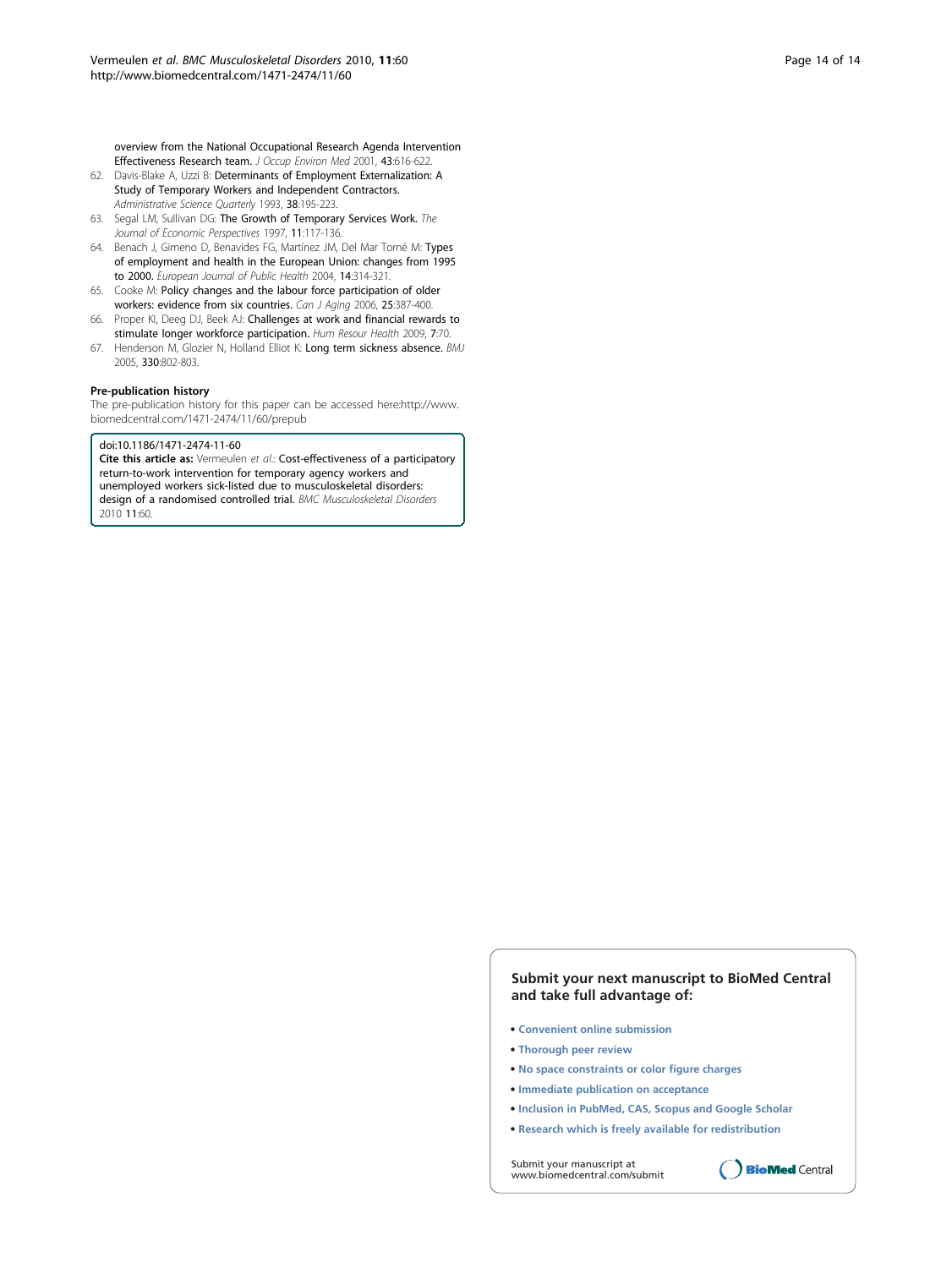overview from the National Occupational Research Agenda Intervention Effectiveness Research team. *J Occup Environ Med* 2001, **43**:616-622.

62. Davis-Blake A, Uzzi B: **Determinants of Employment Externalization: A Study of Temporary Workers and Independent Contractors.** *Administrative Science Quarterly* 1993, **38**:195-223.
63. Segal LM, Sullivan DG: **The Growth of Temporary Services Work.** *The Journal of Economic Perspectives* 1997, **11**:117-136.
64. Benach J, Gimeno D, Benavides FG, Martínez JM, Del Mar Torné M: **Types of employment and health in the European Union: changes from 1995 to 2000.** *European Journal of Public Health* 2004, **14**:314-321.
65. Cooke M: **Policy changes and the labour force participation of older workers: evidence from six countries.** *Can J Aging* 2006, **25**:387-400.
66. Proper KI, Deeg DJ, Beek AJ: **Challenges at work and financial rewards to stimulate longer workforce participation.** *Hum Resour Health* 2009, **7**:70.
67. Henderson M, Glozier N, Holland Elliot K: **Long term sickness absence.** *BMJ* 2005, **330**:802-803.

### Pre-publication history

The pre-publication history for this paper can be accessed here:http://www.biomedcentral.com/1471-2474/11/60/prepub

doi:10.1186/1471-2474-11-60

**Cite this article as:** Vermeulen *et al.*: Cost-effectiveness of a participatory return-to-work intervention for temporary agency workers and unemployed workers sick-listed due to musculoskeletal disorders: design of a randomised controlled trial. *BMC Musculoskeletal Disorders* 2010 **11**:60.

**Submit your next manuscript to BioMed Central and take full advantage of:**

- Convenient online submission
- Thorough peer review
- No space constraints or color figure charges
- Immediate publication on acceptance
- Inclusion in PubMed, CAS, Scopus and Google Scholar
- Research which is freely available for redistribution

Submit your manuscript at
www.biomedcentral.com/submit

BioMed Central